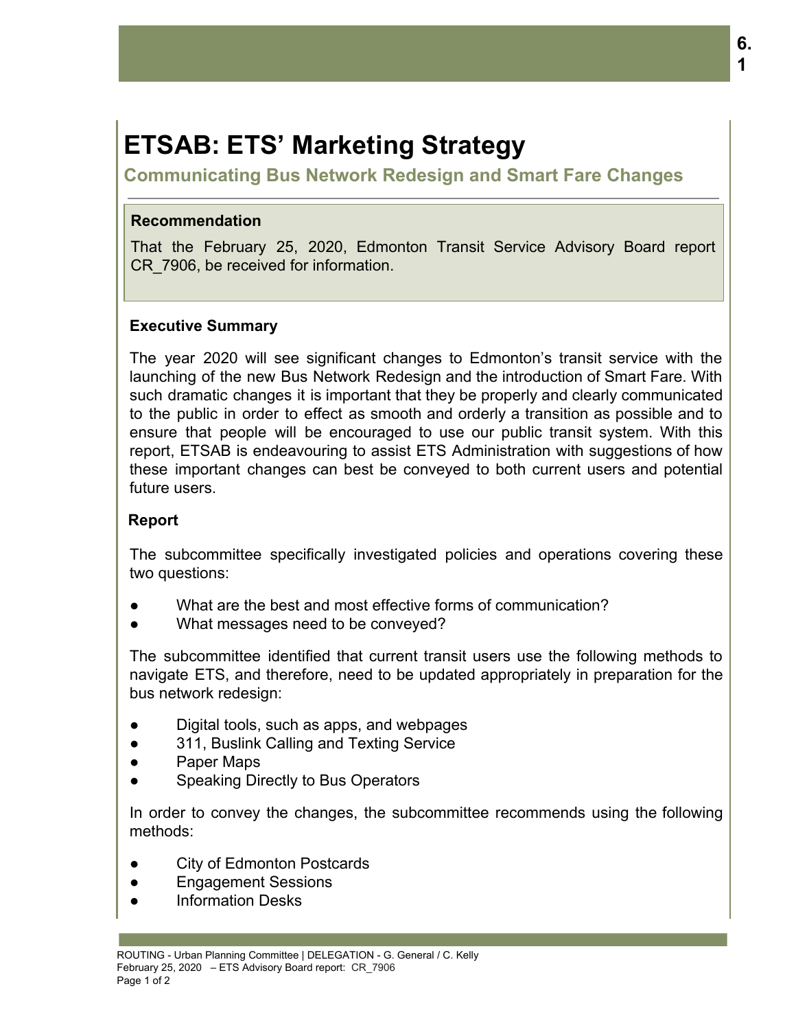# ETSAB: ETS' Marketing Strategy

## Communicating Bus Network Redesign and Smart Fare Changes

### Recommendation

That the February 25, 2020, Edmonton Transit Service Advisory Board report CR_7906, be received for information.

### Executive Summary

The year 2020 will see significant changes to Edmonton's transit service with the launching of the new Bus Network Redesign and the introduction of Smart Fare. With such dramatic changes it is important that they be properly and clearly communicated to the public in order to effect as smooth and orderly a transition as possible and to ensure that people will be encouraged to use our public transit system. With this report, ETSAB is endeavouring to assist ETS Administration with suggestions of how these important changes can best be conveyed to both current users and potential future users.

### Report

The subcommittee specifically investigated policies and operations covering these two questions:

- What are the best and most effective forms of communication?
- What messages need to be conveyed?

The subcommittee identified that current transit users use the following methods to navigate ETS, and therefore, need to be updated appropriately in preparation for the bus network redesign:

- Digital tools, such as apps, and webpages
- 311, Buslink Calling and Texting Service
- Paper Maps
- Speaking Directly to Bus Operators

In order to convey the changes, the subcommittee recommends using the following methods:

- City of Edmonton Postcards
- Engagement Sessions
- Information Desks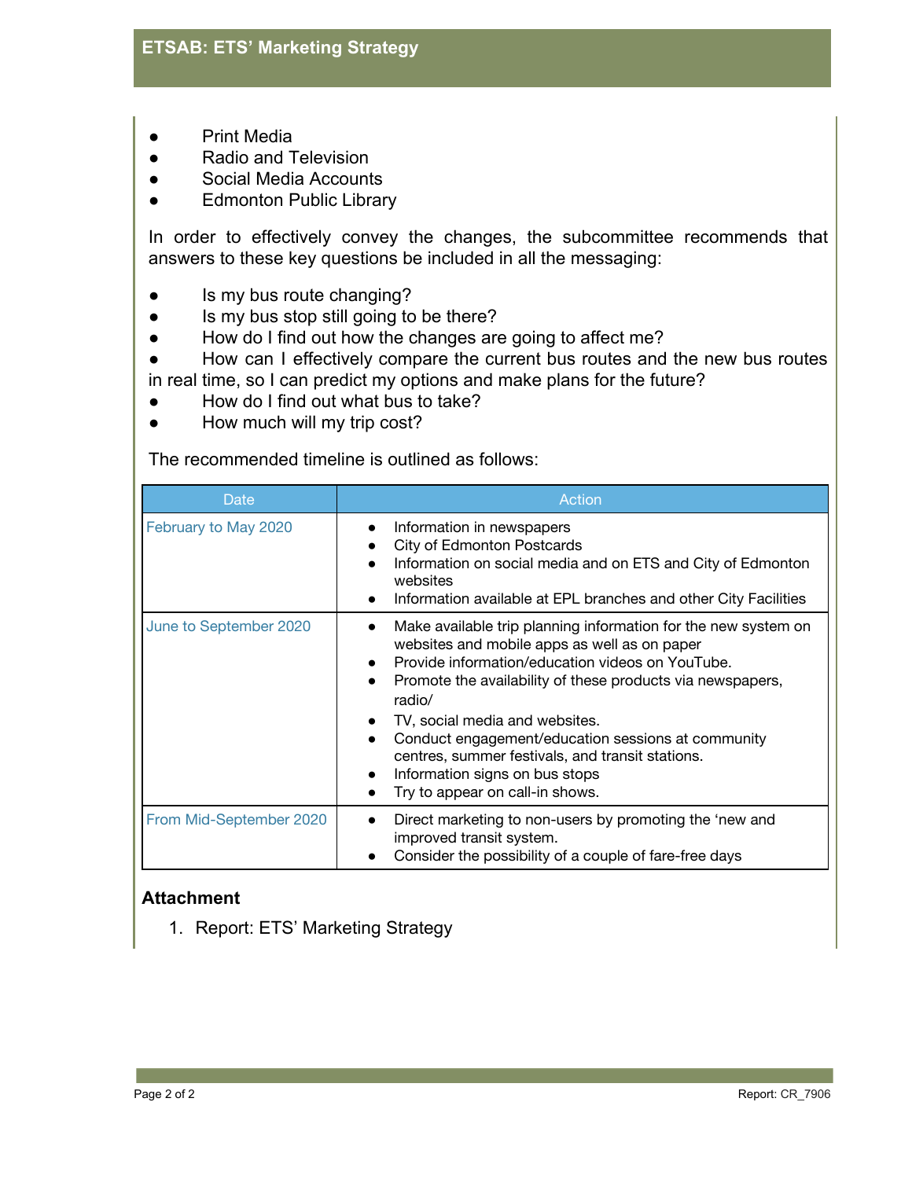- Print Media
- Radio and Television
- Social Media Accounts
- Edmonton Public Library

In order to effectively convey the changes, the subcommittee recommends that answers to these key questions be included in all the messaging:

- Is my bus route changing?
- Is my bus stop still going to be there?
- How do I find out how the changes are going to affect me?
- How can I effectively compare the current bus routes and the new bus routes in real time, so I can predict my options and make plans for the future?
- How do I find out what bus to take?
- How much will my trip cost?

The recommended timeline is outlined as follows:

| Date | Action |
|---|---|
| February to May 2020 | • Information in newspapers<br>• City of Edmonton Postcards<br>• Information on social media and on ETS and City of Edmonton websites<br>• Information available at EPL branches and other City Facilities |
| June to September 2020 | • Make available trip planning information for the new system on websites and mobile apps as well as on paper<br>• Provide information/education videos on YouTube.<br>• Promote the availability of these products via newspapers, radio/<br>• TV, social media and websites.<br>• Conduct engagement/education sessions at community centres, summer festivals, and transit stations.<br>• Information signs on bus stops<br>• Try to appear on call-in shows. |
| From Mid-September 2020 | • Direct marketing to non-users by promoting the 'new and improved transit system.<br>• Consider the possibility of a couple of fare-free days |

### Attachment

1. Report: ETS' Marketing Strategy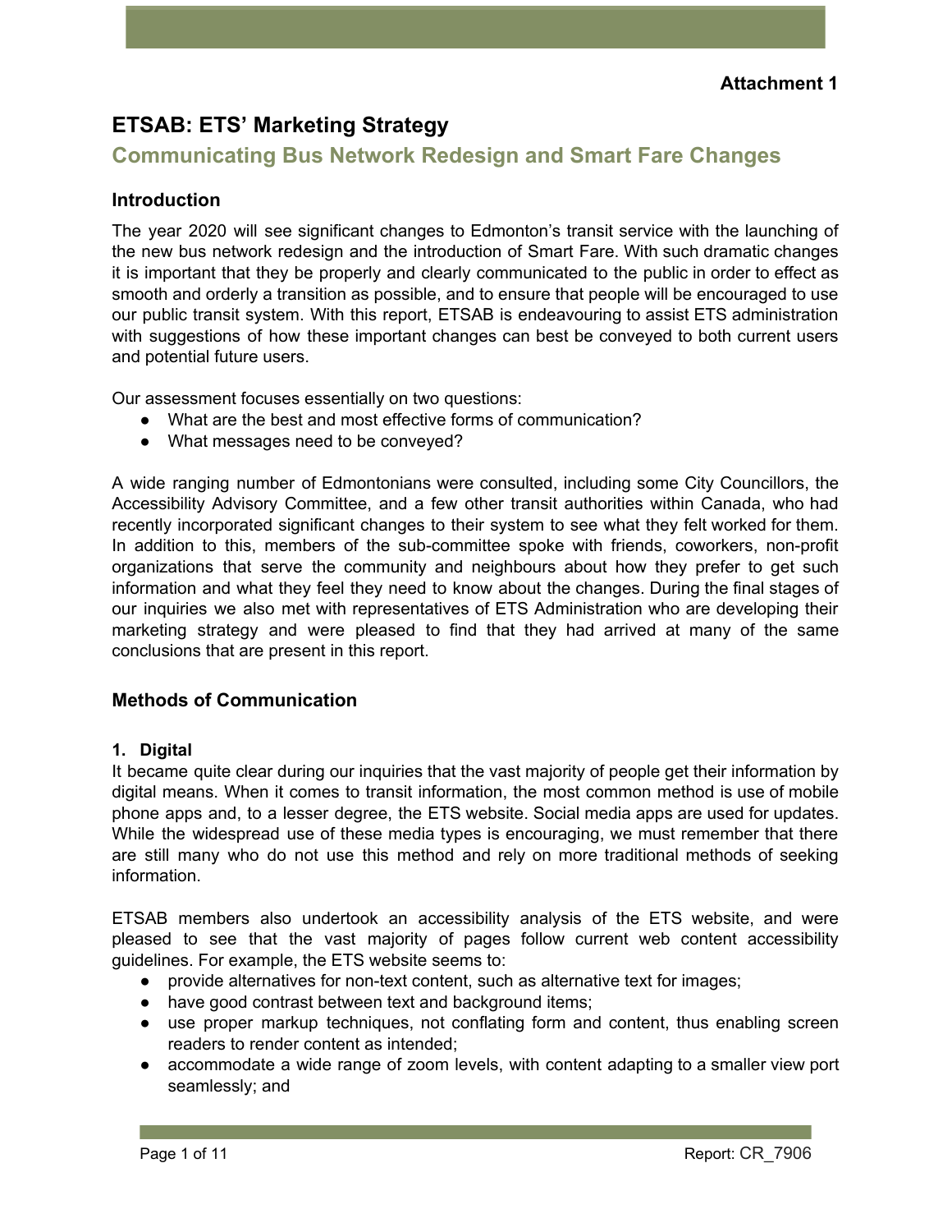**Attachment 1**

# ETSAB: ETS' Marketing Strategy

## Communicating Bus Network Redesign and Smart Fare Changes

### Introduction

The year 2020 will see significant changes to Edmonton's transit service with the launching of the new bus network redesign and the introduction of Smart Fare. With such dramatic changes it is important that they be properly and clearly communicated to the public in order to effect as smooth and orderly a transition as possible, and to ensure that people will be encouraged to use our public transit system. With this report, ETSAB is endeavouring to assist ETS administration with suggestions of how these important changes can best be conveyed to both current users and potential future users.

Our assessment focuses essentially on two questions:

- What are the best and most effective forms of communication?
- What messages need to be conveyed?

A wide ranging number of Edmontonians were consulted, including some City Councillors, the Accessibility Advisory Committee, and a few other transit authorities within Canada, who had recently incorporated significant changes to their system to see what they felt worked for them. In addition to this, members of the sub-committee spoke with friends, coworkers, non-profit organizations that serve the community and neighbours about how they prefer to get such information and what they feel they need to know about the changes. During the final stages of our inquiries we also met with representatives of ETS Administration who are developing their marketing strategy and were pleased to find that they had arrived at many of the same conclusions that are present in this report.

### Methods of Communication

#### 1. Digital

It became quite clear during our inquiries that the vast majority of people get their information by digital means. When it comes to transit information, the most common method is use of mobile phone apps and, to a lesser degree, the ETS website. Social media apps are used for updates. While the widespread use of these media types is encouraging, we must remember that there are still many who do not use this method and rely on more traditional methods of seeking information.

ETSAB members also undertook an accessibility analysis of the ETS website, and were pleased to see that the vast majority of pages follow current web content accessibility guidelines. For example, the ETS website seems to:

- provide alternatives for non-text content, such as alternative text for images;
- have good contrast between text and background items;
- use proper markup techniques, not conflating form and content, thus enabling screen readers to render content as intended;
- accommodate a wide range of zoom levels, with content adapting to a smaller view port seamlessly; and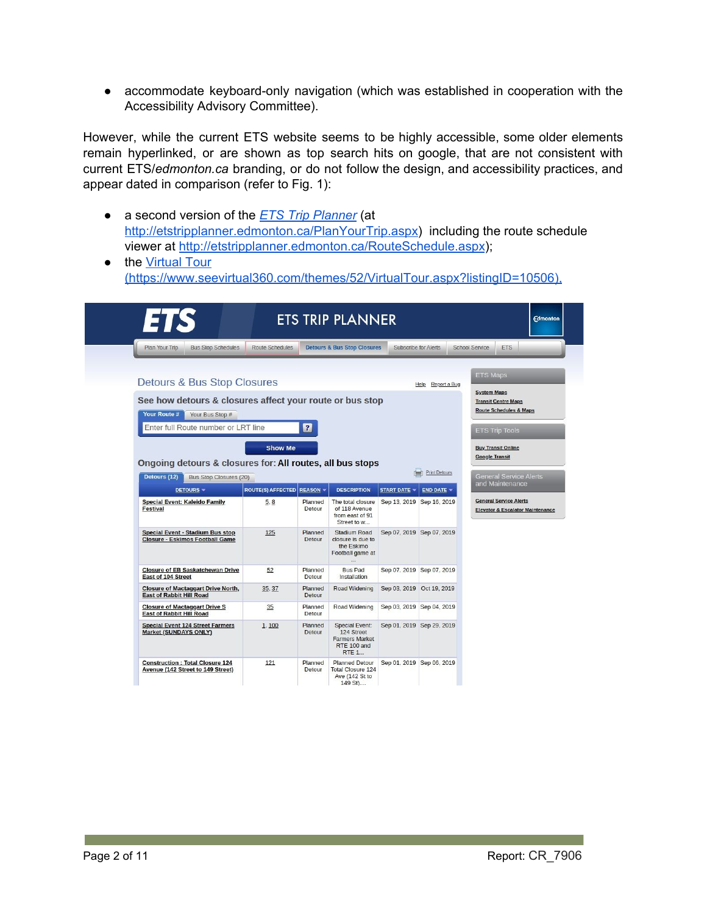- accommodate keyboard-only navigation (which was established in cooperation with the Accessibility Advisory Committee).

However, while the current ETS website seems to be highly accessible, some older elements remain hyperlinked, or are shown as top search hits on google, that are not consistent with current ETS/*edmonton.ca* branding, or do not follow the design, and accessibility practices, and appear dated in comparison (refer to Fig. 1):

- a second version of the *ETS Trip Planner* (at http://etstripplanner.edmonton.ca/PlanYourTrip.aspx) including the route schedule viewer at http://etstripplanner.edmonton.ca/RouteSchedule.aspx);
- the Virtual Tour (https://www.seevirtual360.com/themes/52/VirtualTour.aspx?listingID=10506).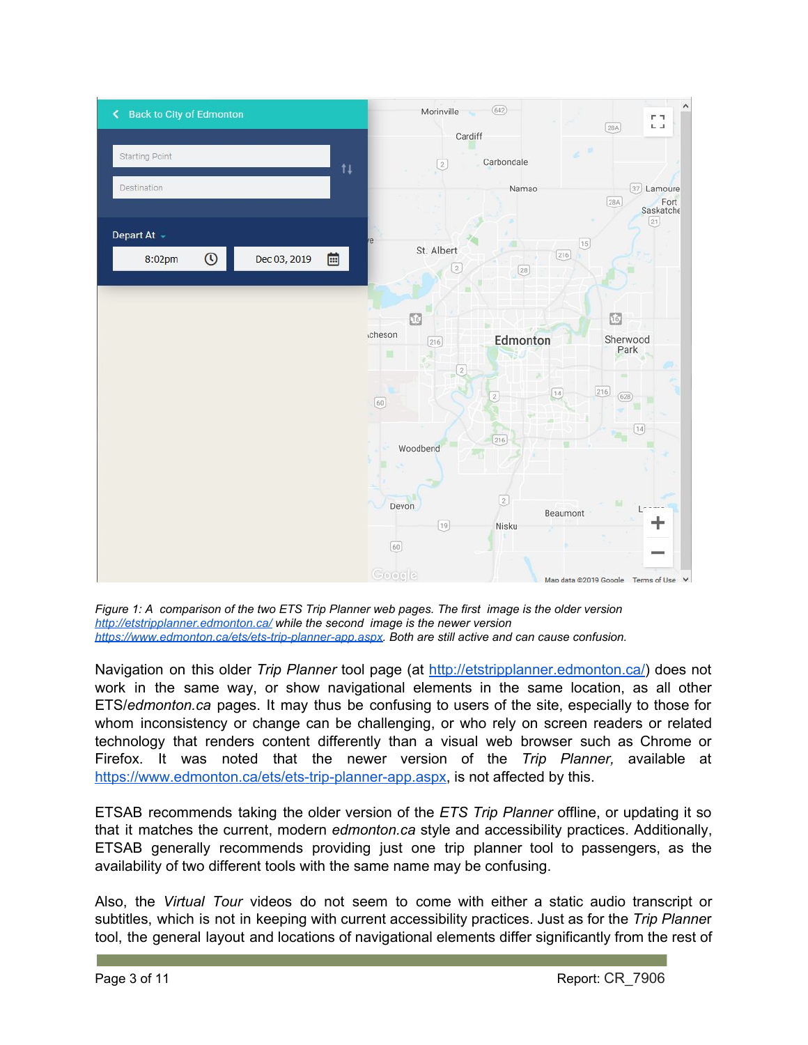*Figure 1: A comparison of the two ETS Trip Planner web pages. The first image is the older version [http://etstripplanner.edmonton.ca/](http://etstripplanner.edmonton.ca/) while the second image is the newer version [https://www.edmonton.ca/ets/ets-trip-planner-app.aspx](https://www.edmonton.ca/ets/ets-trip-planner-app.aspx). Both are still active and can cause confusion.*

Navigation on this older *Trip Planner* tool page (at [http://etstripplanner.edmonton.ca/](http://etstripplanner.edmonton.ca/)) does not work in the same way, or show navigational elements in the same location, as all other ETS/*edmonton.ca* pages. It may thus be confusing to users of the site, especially to those for whom inconsistency or change can be challenging, or who rely on screen readers or related technology that renders content differently than a visual web browser such as Chrome or Firefox. It was noted that the newer version of the *Trip Planner,* available at [https://www.edmonton.ca/ets/ets-trip-planner-app.aspx](https://www.edmonton.ca/ets/ets-trip-planner-app.aspx), is not affected by this.

ETSAB recommends taking the older version of the *ETS Trip Planner* offline, or updating it so that it matches the current, modern *edmonton.ca* style and accessibility practices. Additionally, ETSAB generally recommends providing just one trip planner tool to passengers, as the availability of two different tools with the same name may be confusing.

Also, the *Virtual Tour* videos do not seem to come with either a static audio transcript or subtitles, which is not in keeping with current accessibility practices. Just as for the *Trip Planner* tool, the general layout and locations of navigational elements differ significantly from the rest of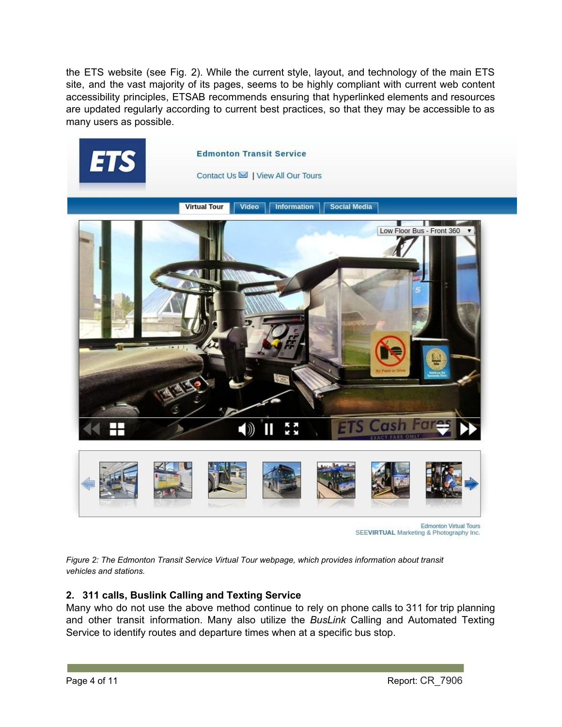the ETS website (see Fig. 2). While the current style, layout, and technology of the main ETS site, and the vast majority of its pages, seems to be highly compliant with current web content accessibility principles, ETSAB recommends ensuring that hyperlinked elements and resources are updated regularly according to current best practices, so that they may be accessible to as many users as possible.

*Figure 2: The Edmonton Transit Service Virtual Tour webpage, which provides information about transit vehicles and stations.*

**2. 311 calls, Buslink Calling and Texting Service**

Many who do not use the above method continue to rely on phone calls to 311 for trip planning and other transit information. Many also utilize the *BusLink* Calling and Automated Texting Service to identify routes and departure times when at a specific bus stop.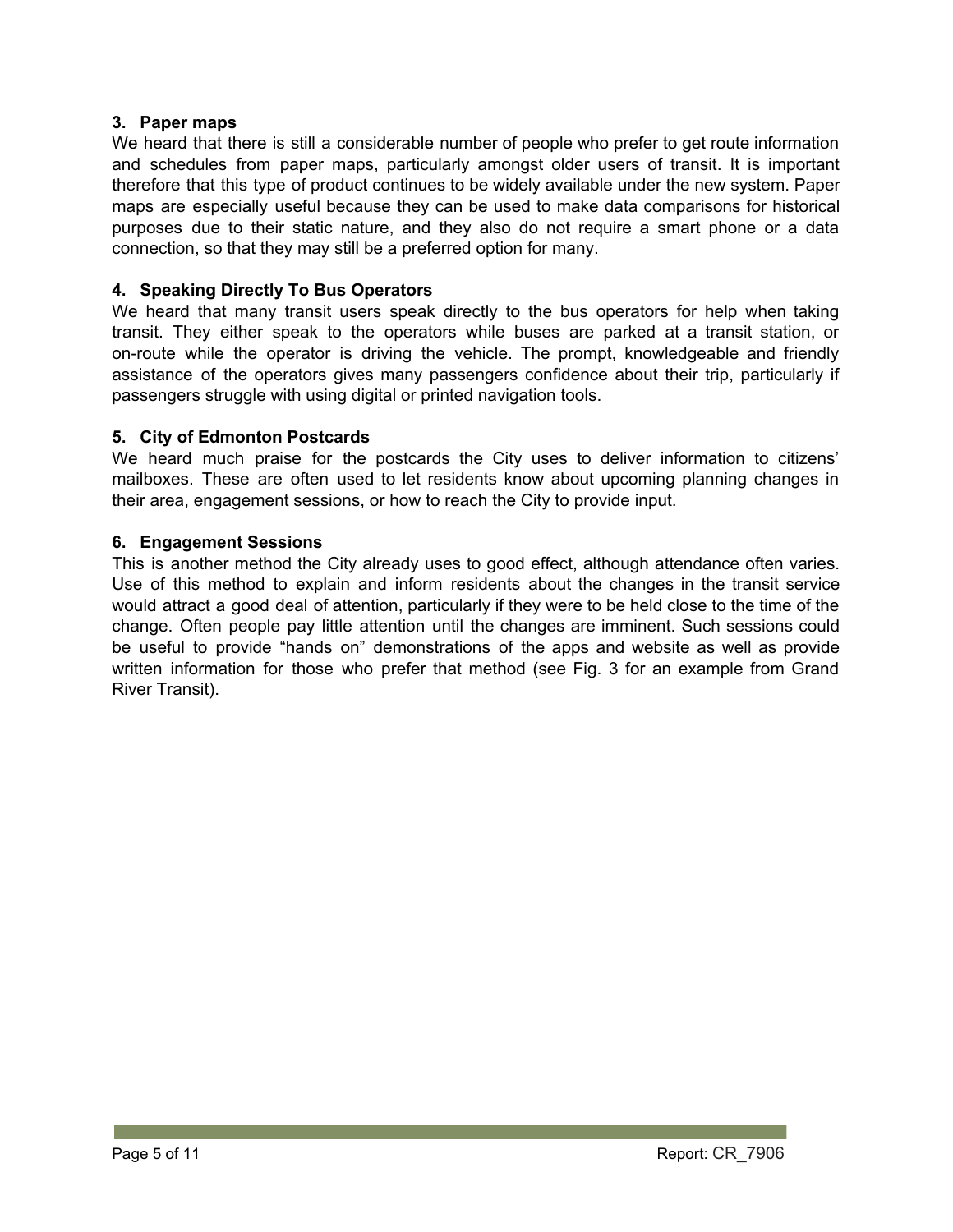### 3. Paper maps

We heard that there is still a considerable number of people who prefer to get route information and schedules from paper maps, particularly amongst older users of transit. It is important therefore that this type of product continues to be widely available under the new system. Paper maps are especially useful because they can be used to make data comparisons for historical purposes due to their static nature, and they also do not require a smart phone or a data connection, so that they may still be a preferred option for many.

### 4. Speaking Directly To Bus Operators

We heard that many transit users speak directly to the bus operators for help when taking transit. They either speak to the operators while buses are parked at a transit station, or on-route while the operator is driving the vehicle. The prompt, knowledgeable and friendly assistance of the operators gives many passengers confidence about their trip, particularly if passengers struggle with using digital or printed navigation tools.

### 5. City of Edmonton Postcards

We heard much praise for the postcards the City uses to deliver information to citizens' mailboxes. These are often used to let residents know about upcoming planning changes in their area, engagement sessions, or how to reach the City to provide input.

### 6. Engagement Sessions

This is another method the City already uses to good effect, although attendance often varies. Use of this method to explain and inform residents about the changes in the transit service would attract a good deal of attention, particularly if they were to be held close to the time of the change. Often people pay little attention until the changes are imminent. Such sessions could be useful to provide "hands on" demonstrations of the apps and website as well as provide written information for those who prefer that method (see Fig. 3 for an example from Grand River Transit).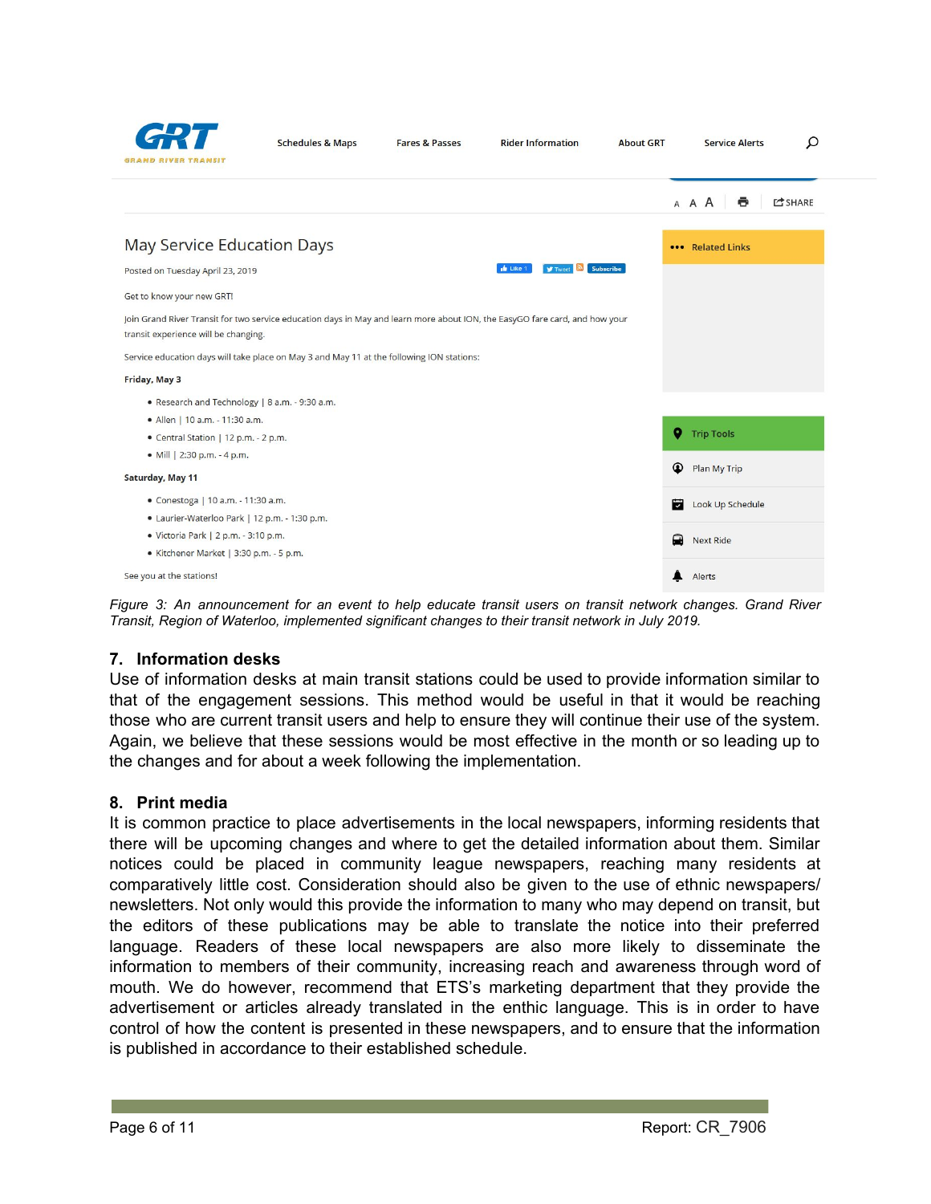## May Service Education Days

Posted on Tuesday April 23, 2019

Get to know your new GRT!

Join Grand River Transit for two service education days in May and learn more about ION, the EasyGO fare card, and how your transit experience will be changing.

Service education days will take place on May 3 and May 11 at the following ION stations:

**Friday, May 3**

- Research and Technology | 8 a.m. - 9:30 a.m.
- Allen | 10 a.m. - 11:30 a.m.
- Central Station | 12 p.m. - 2 p.m.
- Mill | 2:30 p.m. - 4 p.m.

**Saturday, May 11**

- Conestoga | 10 a.m. - 11:30 a.m.
- Laurier-Waterloo Park | 12 p.m. - 1:30 p.m.
- Victoria Park | 2 p.m. - 3:10 p.m.
- Kitchener Market | 3:30 p.m. - 5 p.m.

See you at the stations!

*Figure 3: An announcement for an event to help educate transit users on transit network changes. Grand River Transit, Region of Waterloo, implemented significant changes to their transit network in July 2019.*

### 7. Information desks

Use of information desks at main transit stations could be used to provide information similar to that of the engagement sessions. This method would be useful in that it would be reaching those who are current transit users and help to ensure they will continue their use of the system. Again, we believe that these sessions would be most effective in the month or so leading up to the changes and for about a week following the implementation.

### 8. Print media

It is common practice to place advertisements in the local newspapers, informing residents that there will be upcoming changes and where to get the detailed information about them. Similar notices could be placed in community league newspapers, reaching many residents at comparatively little cost. Consideration should also be given to the use of ethnic newspapers/ newsletters. Not only would this provide the information to many who may depend on transit, but the editors of these publications may be able to translate the notice into their preferred language. Readers of these local newspapers are also more likely to disseminate the information to members of their community, increasing reach and awareness through word of mouth. We do however, recommend that ETS's marketing department that they provide the advertisement or articles already translated in the enthic language. This is in order to have control of how the content is presented in these newspapers, and to ensure that the information is published in accordance to their established schedule.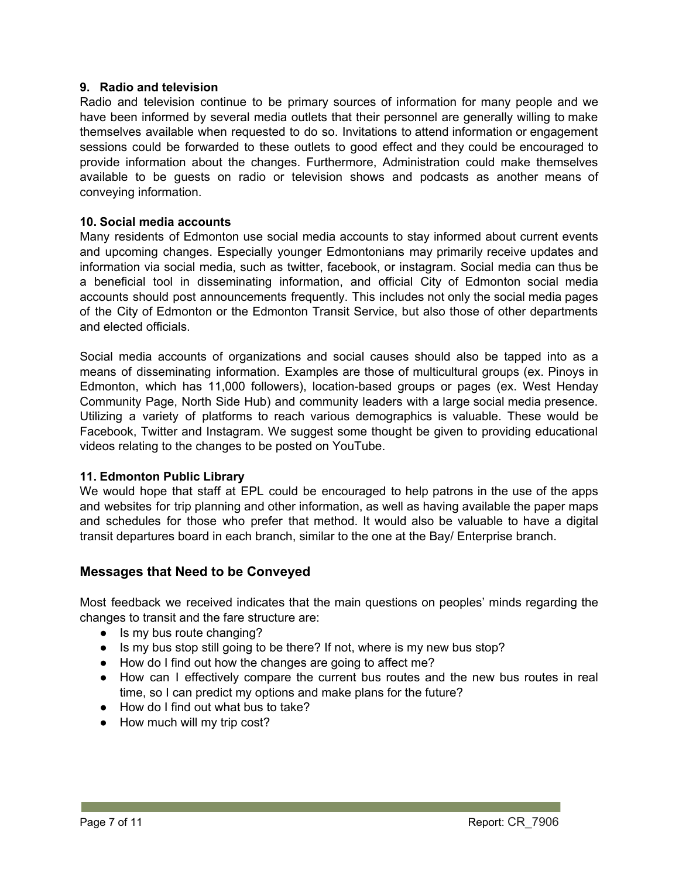### 9. Radio and television

Radio and television continue to be primary sources of information for many people and we have been informed by several media outlets that their personnel are generally willing to make themselves available when requested to do so. Invitations to attend information or engagement sessions could be forwarded to these outlets to good effect and they could be encouraged to provide information about the changes. Furthermore, Administration could make themselves available to be guests on radio or television shows and podcasts as another means of conveying information.

### 10. Social media accounts

Many residents of Edmonton use social media accounts to stay informed about current events and upcoming changes. Especially younger Edmontonians may primarily receive updates and information via social media, such as twitter, facebook, or instagram. Social media can thus be a beneficial tool in disseminating information, and official City of Edmonton social media accounts should post announcements frequently. This includes not only the social media pages of the City of Edmonton or the Edmonton Transit Service, but also those of other departments and elected officials.

Social media accounts of organizations and social causes should also be tapped into as a means of disseminating information. Examples are those of multicultural groups (ex. Pinoys in Edmonton, which has 11,000 followers), location-based groups or pages (ex. West Henday Community Page, North Side Hub) and community leaders with a large social media presence. Utilizing a variety of platforms to reach various demographics is valuable. These would be Facebook, Twitter and Instagram. We suggest some thought be given to providing educational videos relating to the changes to be posted on YouTube.

### 11. Edmonton Public Library

We would hope that staff at EPL could be encouraged to help patrons in the use of the apps and websites for trip planning and other information, as well as having available the paper maps and schedules for those who prefer that method. It would also be valuable to have a digital transit departures board in each branch, similar to the one at the Bay/ Enterprise branch.

## Messages that Need to be Conveyed

Most feedback we received indicates that the main questions on peoples' minds regarding the changes to transit and the fare structure are:

- Is my bus route changing?
- Is my bus stop still going to be there? If not, where is my new bus stop?
- How do I find out how the changes are going to affect me?
- How can I effectively compare the current bus routes and the new bus routes in real time, so I can predict my options and make plans for the future?
- How do I find out what bus to take?
- How much will my trip cost?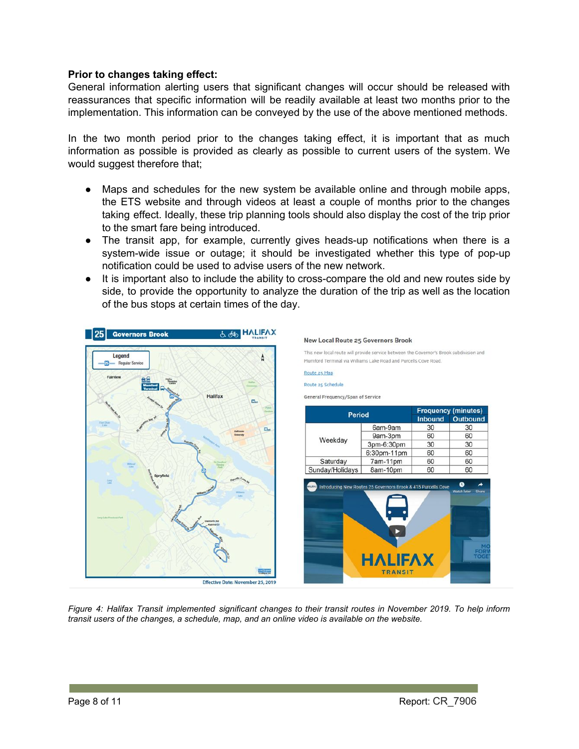**Prior to changes taking effect:**
General information alerting users that significant changes will occur should be released with reassurances that specific information will be readily available at least two months prior to the implementation. This information can be conveyed by the use of the above mentioned methods.

In the two month period prior to the changes taking effect, it is important that as much information as possible is provided as clearly as possible to current users of the system. We would suggest therefore that;

- Maps and schedules for the new system be available online and through mobile apps, the ETS website and through videos at least a couple of months prior to the changes taking effect. Ideally, these trip planning tools should also display the cost of the trip prior to the smart fare being introduced.
- The transit app, for example, currently gives heads-up notifications when there is a system-wide issue or outage; it should be investigated whether this type of pop-up notification could be used to advise users of the new network.
- It is important also to include the ability to cross-compare the old and new routes side by side, to provide the opportunity to analyze the duration of the trip as well as the location of the bus stops at certain times of the day.

*Figure 4: Halifax Transit implemented significant changes to their transit routes in November 2019. To help inform transit users of the changes, a schedule, map, and an online video is available on the website.*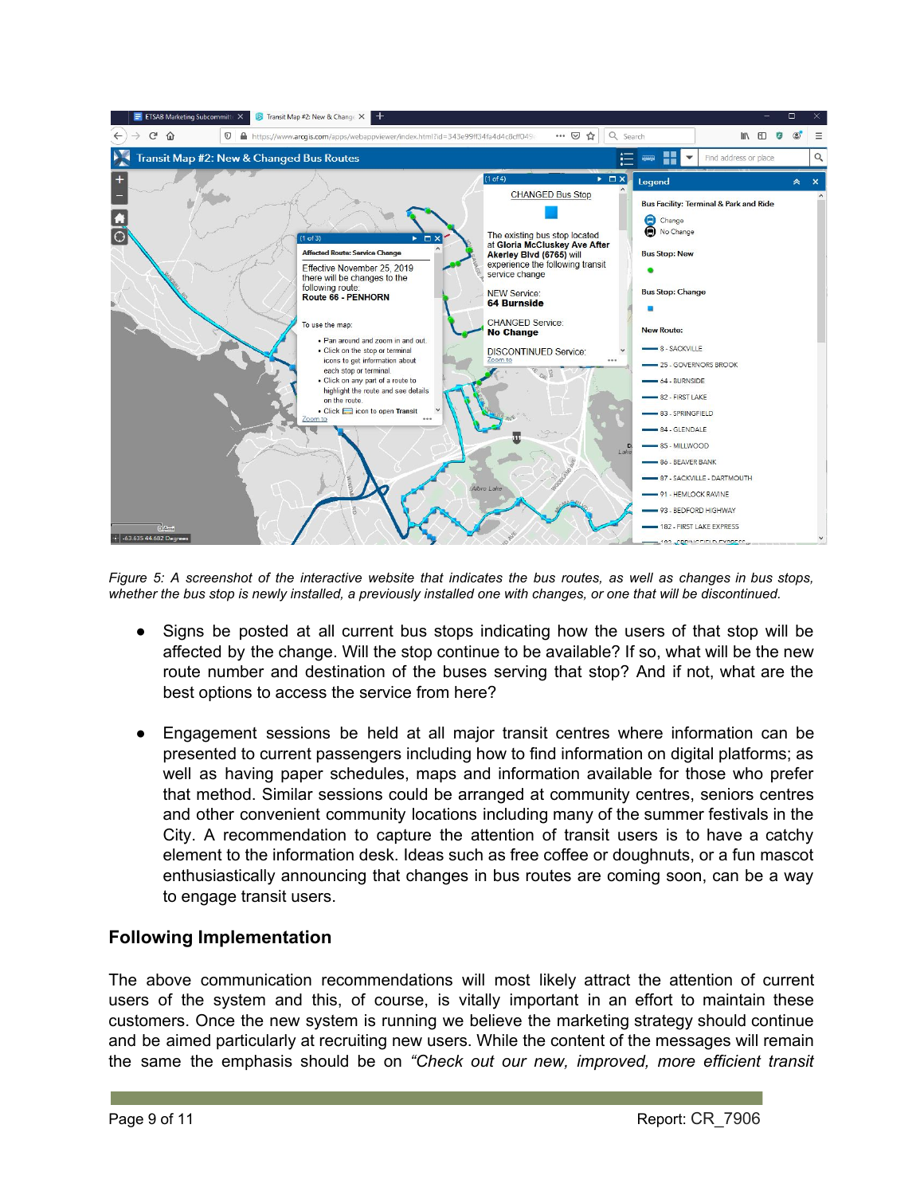*Figure 5: A screenshot of the interactive website that indicates the bus routes, as well as changes in bus stops, whether the bus stop is newly installed, a previously installed one with changes, or one that will be discontinued.*

- Signs be posted at all current bus stops indicating how the users of that stop will be affected by the change. Will the stop continue to be available? If so, what will be the new route number and destination of the buses serving that stop? And if not, what are the best options to access the service from here?

- Engagement sessions be held at all major transit centres where information can be presented to current passengers including how to find information on digital platforms; as well as having paper schedules, maps and information available for those who prefer that method. Similar sessions could be arranged at community centres, seniors centres and other convenient community locations including many of the summer festivals in the City. A recommendation to capture the attention of transit users is to have a catchy element to the information desk. Ideas such as free coffee or doughnuts, or a fun mascot enthusiastically announcing that changes in bus routes are coming soon, can be a way to engage transit users.

### Following Implementation

The above communication recommendations will most likely attract the attention of current users of the system and this, of course, is vitally important in an effort to maintain these customers. Once the new system is running we believe the marketing strategy should continue and be aimed particularly at recruiting new users. While the content of the messages will remain the same the emphasis should be on *"Check out our new, improved, more efficient transit*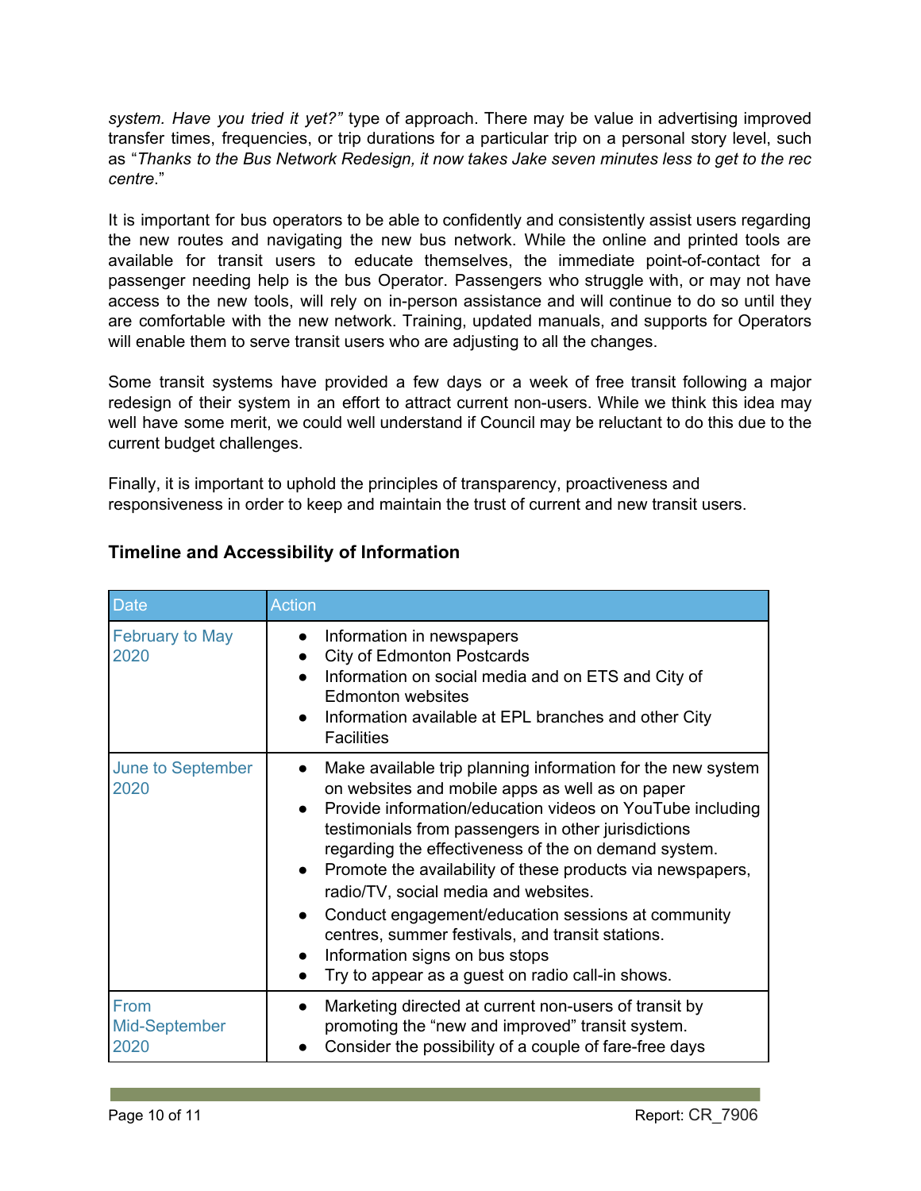*system. Have you tried it yet?"* type of approach. There may be value in advertising improved transfer times, frequencies, or trip durations for a particular trip on a personal story level, such as "*Thanks to the Bus Network Redesign, it now takes Jake seven minutes less to get to the rec centre*."

It is important for bus operators to be able to confidently and consistently assist users regarding the new routes and navigating the new bus network. While the online and printed tools are available for transit users to educate themselves, the immediate point-of-contact for a passenger needing help is the bus Operator. Passengers who struggle with, or may not have access to the new tools, will rely on in-person assistance and will continue to do so until they are comfortable with the new network. Training, updated manuals, and supports for Operators will enable them to serve transit users who are adjusting to all the changes.

Some transit systems have provided a few days or a week of free transit following a major redesign of their system in an effort to attract current non-users. While we think this idea may well have some merit, we could well understand if Council may be reluctant to do this due to the current budget challenges.

Finally, it is important to uphold the principles of transparency, proactiveness and responsiveness in order to keep and maintain the trust of current and new transit users.

### Timeline and Accessibility of Information

| Date | Action |
|---|---|
| February to May 2020 | • Information in newspapers<br>• City of Edmonton Postcards<br>• Information on social media and on ETS and City of Edmonton websites<br>• Information available at EPL branches and other City Facilities |
| June to September 2020 | • Make available trip planning information for the new system on websites and mobile apps as well as on paper<br>• Provide information/education videos on YouTube including testimonials from passengers in other jurisdictions regarding the effectiveness of the on demand system.<br>• Promote the availability of these products via newspapers, radio/TV, social media and websites.<br>• Conduct engagement/education sessions at community centres, summer festivals, and transit stations.<br>• Information signs on bus stops<br>• Try to appear as a guest on radio call-in shows. |
| From Mid-September 2020 | • Marketing directed at current non-users of transit by promoting the "new and improved" transit system.<br>• Consider the possibility of a couple of fare-free days |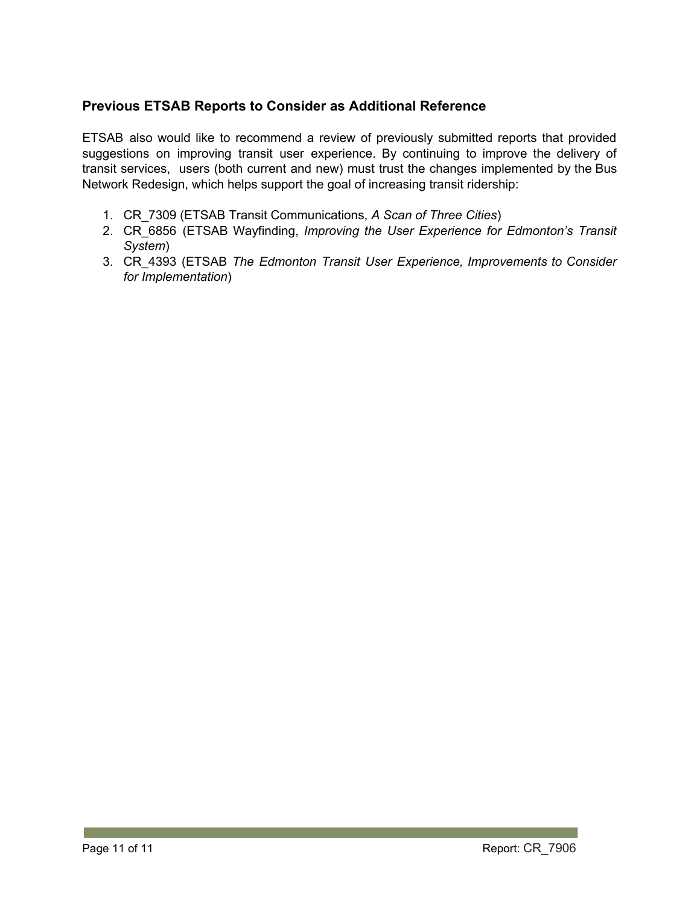## Previous ETSAB Reports to Consider as Additional Reference

ETSAB also would like to recommend a review of previously submitted reports that provided suggestions on improving transit user experience. By continuing to improve the delivery of transit services, users (both current and new) must trust the changes implemented by the Bus Network Redesign, which helps support the goal of increasing transit ridership:

1. CR_7309 (ETSAB Transit Communications, *A Scan of Three Cities*)
2. CR_6856 (ETSAB Wayfinding, *Improving the User Experience for Edmonton's Transit System*)
3. CR_4393 (ETSAB *The Edmonton Transit User Experience, Improvements to Consider for Implementation*)